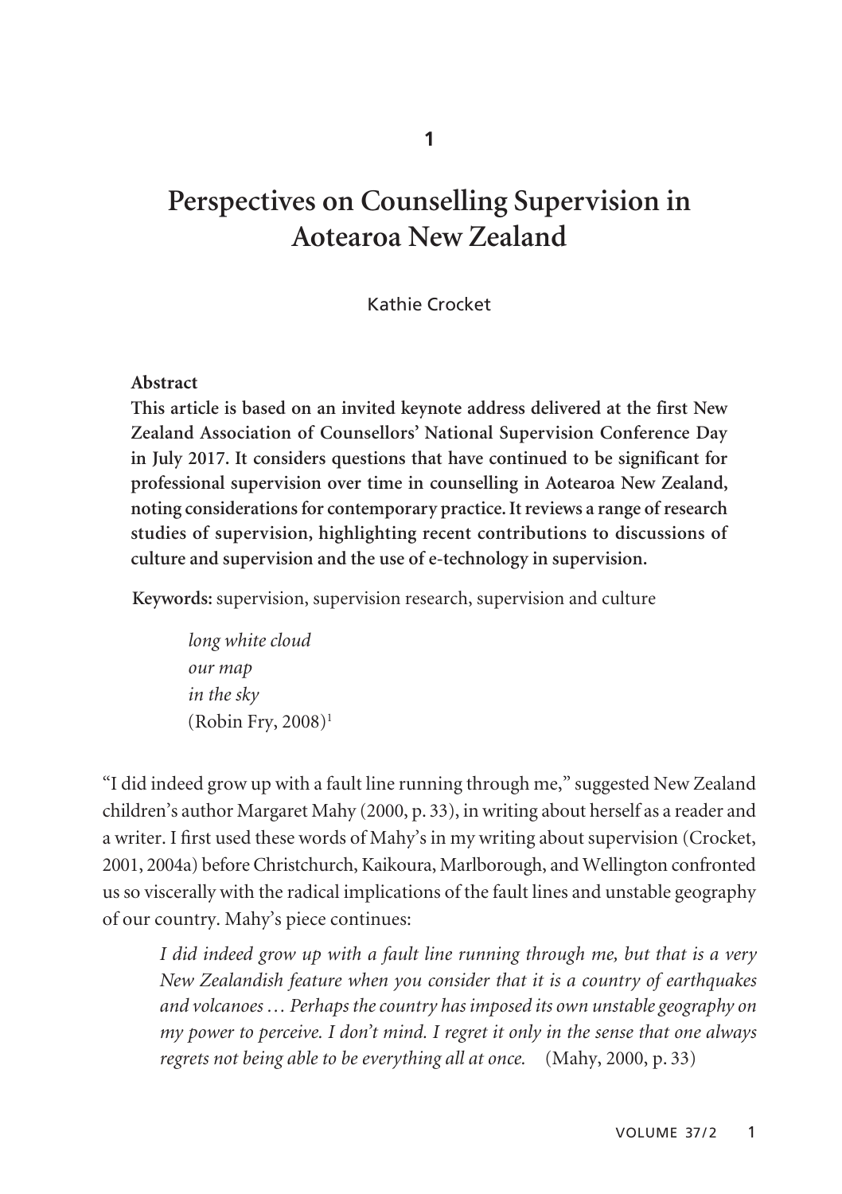1

# Perspectives on Counselling Supervision in Aotearoa New Zealand

Kathie Crocket

**Abstract**

**This article is based on an invited keynote address delivered at the first New Zealand Association of Counsellors' National Supervision Conference Day in July 2017. It considers questions that have continued to be significant for professional supervision over time in counselling in Aotearoa New Zealand, noting considerations for contemporary practice. It reviews a range of research studies of supervision, highlighting recent contributions to discussions of culture and supervision and the use of e-technology in supervision.**

**Keywords:** supervision, supervision research, supervision and culture

> *long white cloud*
> *our map*
> *in the sky*
> (Robin Fry, 2008)[1]

"I did indeed grow up with a fault line running through me," suggested New Zealand children's author Margaret Mahy (2000, p. 33), in writing about herself as a reader and a writer. I first used these words of Mahy's in my writing about supervision (Crocket, 2001, 2004a) before Christchurch, Kaikoura, Marlborough, and Wellington confronted us so viscerally with the radical implications of the fault lines and unstable geography of our country. Mahy's piece continues:

> *I did indeed grow up with a fault line running through me, but that is a very New Zealandish feature when you consider that it is a country of earthquakes and volcanoes … Perhaps the country has imposed its own unstable geography on my power to perceive. I don't mind. I regret it only in the sense that one always regrets not being able to be everything all at once.* (Mahy, 2000, p. 33)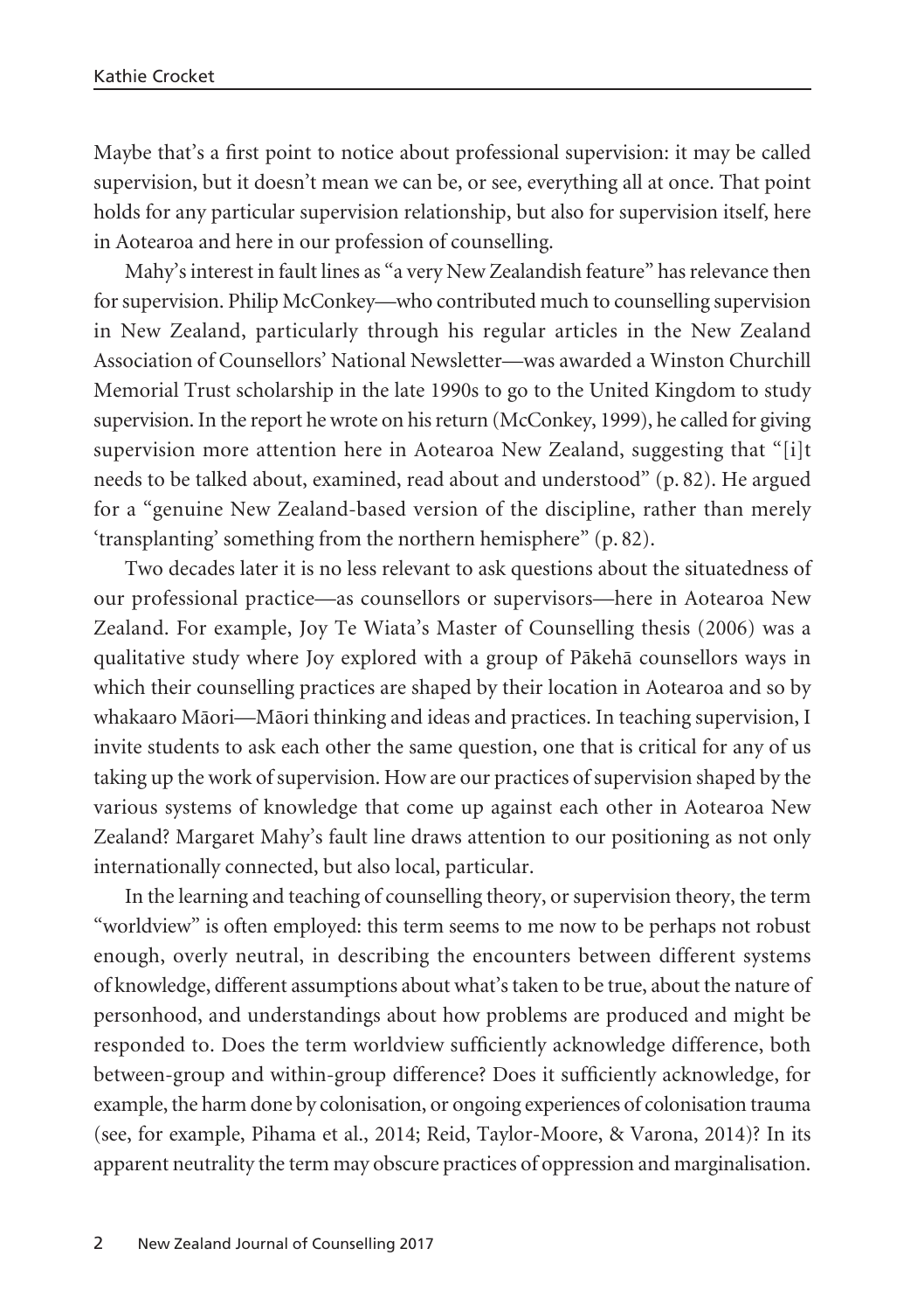Maybe that's a first point to notice about professional supervision: it may be called supervision, but it doesn't mean we can be, or see, everything all at once. That point holds for any particular supervision relationship, but also for supervision itself, here in Aotearoa and here in our profession of counselling.

Mahy's interest in fault lines as "a very New Zealandish feature" has relevance then for supervision. Philip McConkey—who contributed much to counselling supervision in New Zealand, particularly through his regular articles in the New Zealand Association of Counsellors' National Newsletter—was awarded a Winston Churchill Memorial Trust scholarship in the late 1990s to go to the United Kingdom to study supervision. In the report he wrote on his return (McConkey, 1999), he called for giving supervision more attention here in Aotearoa New Zealand, suggesting that "[i]t needs to be talked about, examined, read about and understood" (p. 82). He argued for a "genuine New Zealand-based version of the discipline, rather than merely 'transplanting' something from the northern hemisphere" (p. 82).

Two decades later it is no less relevant to ask questions about the situatedness of our professional practice—as counsellors or supervisors—here in Aotearoa New Zealand. For example, Joy Te Wiata's Master of Counselling thesis (2006) was a qualitative study where Joy explored with a group of Pākehā counsellors ways in which their counselling practices are shaped by their location in Aotearoa and so by whakaaro Māori—Māori thinking and ideas and practices. In teaching supervision, I invite students to ask each other the same question, one that is critical for any of us taking up the work of supervision. How are our practices of supervision shaped by the various systems of knowledge that come up against each other in Aotearoa New Zealand? Margaret Mahy's fault line draws attention to our positioning as not only internationally connected, but also local, particular.

In the learning and teaching of counselling theory, or supervision theory, the term "worldview" is often employed: this term seems to me now to be perhaps not robust enough, overly neutral, in describing the encounters between different systems of knowledge, different assumptions about what's taken to be true, about the nature of personhood, and understandings about how problems are produced and might be responded to. Does the term worldview sufficiently acknowledge difference, both between-group and within-group difference? Does it sufficiently acknowledge, for example, the harm done by colonisation, or ongoing experiences of colonisation trauma (see, for example, Pihama et al., 2014; Reid, Taylor-Moore, & Varona, 2014)? In its apparent neutrality the term may obscure practices of oppression and marginalisation.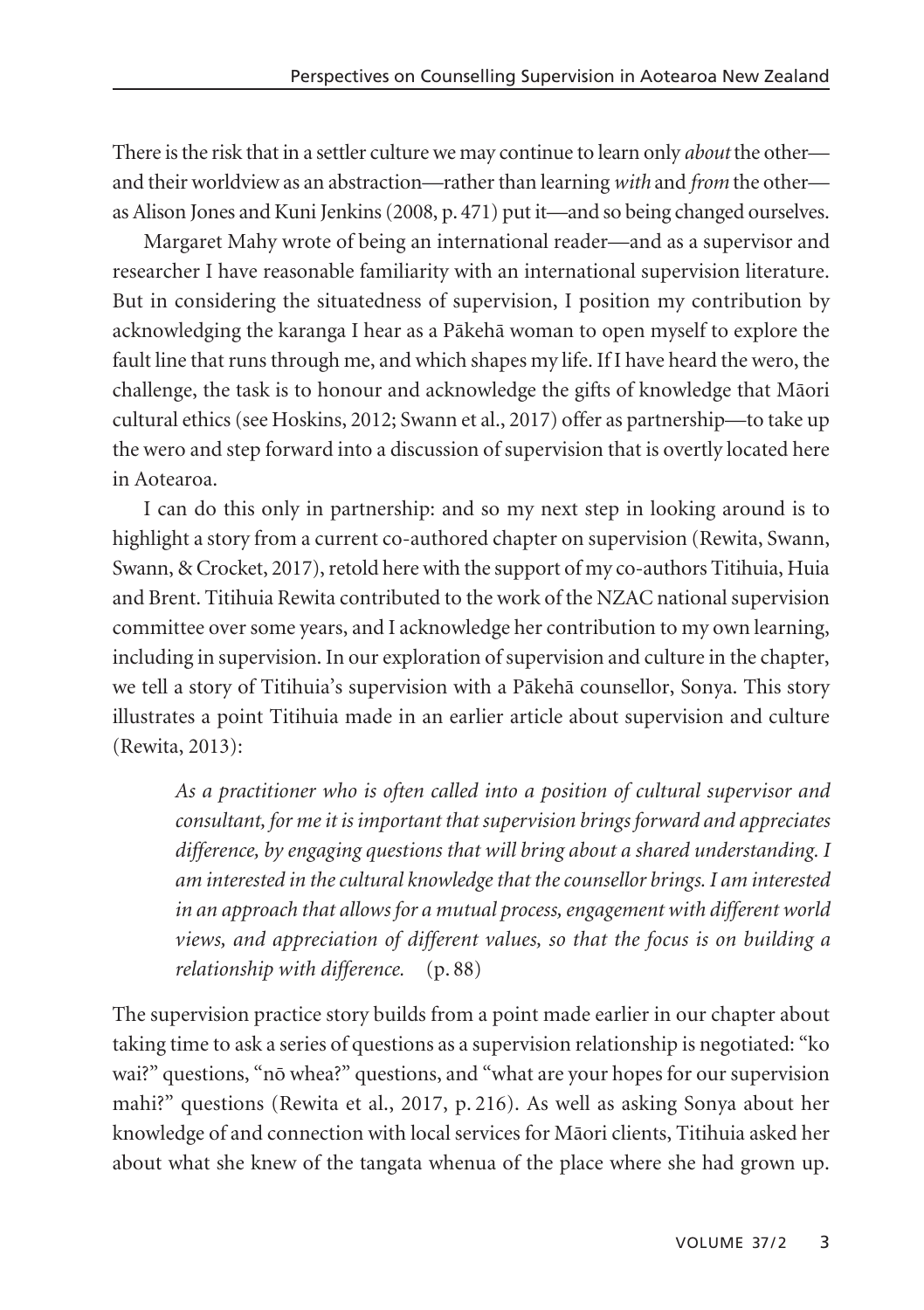There is the risk that in a settler culture we may continue to learn only *about* the other—and their worldview as an abstraction—rather than learning *with* and *from* the other—as Alison Jones and Kuni Jenkins (2008, p. 471) put it—and so being changed ourselves.

Margaret Mahy wrote of being an international reader—and as a supervisor and researcher I have reasonable familiarity with an international supervision literature. But in considering the situatedness of supervision, I position my contribution by acknowledging the karanga I hear as a Pākehā woman to open myself to explore the fault line that runs through me, and which shapes my life. If I have heard the wero, the challenge, the task is to honour and acknowledge the gifts of knowledge that Māori cultural ethics (see Hoskins, 2012; Swann et al., 2017) offer as partnership—to take up the wero and step forward into a discussion of supervision that is overtly located here in Aotearoa.

I can do this only in partnership: and so my next step in looking around is to highlight a story from a current co-authored chapter on supervision (Rewita, Swann, Swann, & Crocket, 2017), retold here with the support of my co-authors Titihuia, Huia and Brent. Titihuia Rewita contributed to the work of the NZAC national supervision committee over some years, and I acknowledge her contribution to my own learning, including in supervision. In our exploration of supervision and culture in the chapter, we tell a story of Titihuia's supervision with a Pākehā counsellor, Sonya. This story illustrates a point Titihuia made in an earlier article about supervision and culture (Rewita, 2013):

> *As a practitioner who is often called into a position of cultural supervisor and consultant, for me it is important that supervision brings forward and appreciates difference, by engaging questions that will bring about a shared understanding. I am interested in the cultural knowledge that the counsellor brings. I am interested in an approach that allows for a mutual process, engagement with different world views, and appreciation of different values, so that the focus is on building a relationship with difference.* (p. 88)

The supervision practice story builds from a point made earlier in our chapter about taking time to ask a series of questions as a supervision relationship is negotiated: "ko wai?" questions, "nō whea?" questions, and "what are your hopes for our supervision mahi?" questions (Rewita et al., 2017, p. 216). As well as asking Sonya about her knowledge of and connection with local services for Māori clients, Titihuia asked her about what she knew of the tangata whenua of the place where she had grown up.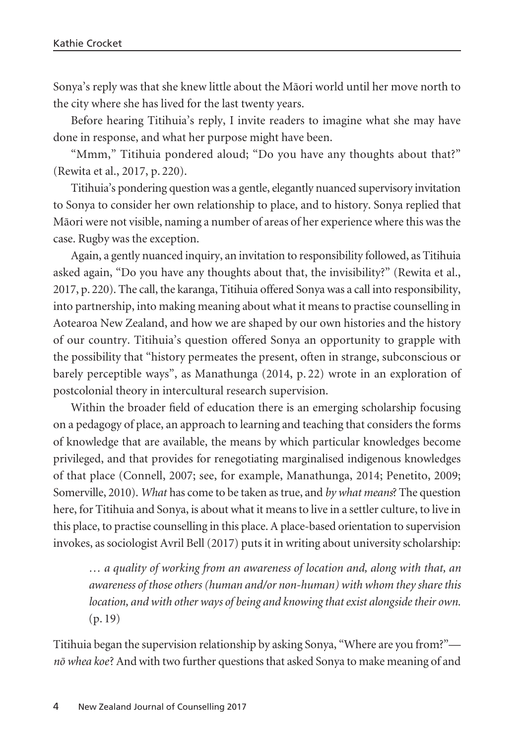Sonya's reply was that she knew little about the Māori world until her move north to the city where she has lived for the last twenty years.

Before hearing Titihuia's reply, I invite readers to imagine what she may have done in response, and what her purpose might have been.

"Mmm," Titihuia pondered aloud; "Do you have any thoughts about that?" (Rewita et al., 2017, p. 220).

Titihuia's pondering question was a gentle, elegantly nuanced supervisory invitation to Sonya to consider her own relationship to place, and to history. Sonya replied that Māori were not visible, naming a number of areas of her experience where this was the case. Rugby was the exception.

Again, a gently nuanced inquiry, an invitation to responsibility followed, as Titihuia asked again, "Do you have any thoughts about that, the invisibility?" (Rewita et al., 2017, p. 220). The call, the karanga, Titihuia offered Sonya was a call into responsibility, into partnership, into making meaning about what it means to practise counselling in Aotearoa New Zealand, and how we are shaped by our own histories and the history of our country. Titihuia's question offered Sonya an opportunity to grapple with the possibility that "history permeates the present, often in strange, subconscious or barely perceptible ways", as Manathunga (2014, p. 22) wrote in an exploration of postcolonial theory in intercultural research supervision.

Within the broader field of education there is an emerging scholarship focusing on a pedagogy of place, an approach to learning and teaching that considers the forms of knowledge that are available, the means by which particular knowledges become privileged, and that provides for renegotiating marginalised indigenous knowledges of that place (Connell, 2007; see, for example, Manathunga, 2014; Penetito, 2009; Somerville, 2010). *What* has come to be taken as true, and *by what means*? The question here, for Titihuia and Sonya, is about what it means to live in a settler culture, to live in this place, to practise counselling in this place. A place-based orientation to supervision invokes, as sociologist Avril Bell (2017) puts it in writing about university scholarship:

> *… a quality of working from an awareness of location and, along with that, an awareness of those others (human and/or non-human) with whom they share this location, and with other ways of being and knowing that exist alongside their own.* (p. 19)

Titihuia began the supervision relationship by asking Sonya, "Where are you from?"—*nō whea koe*? And with two further questions that asked Sonya to make meaning of and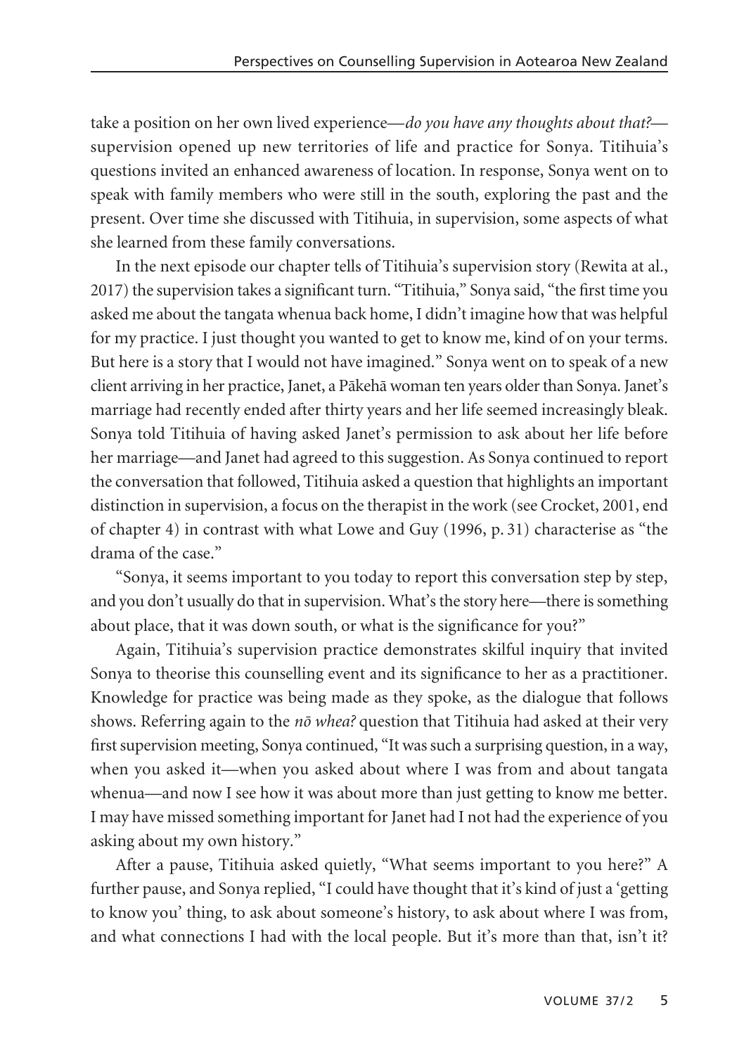take a position on her own lived experience—*do you have any thoughts about that?*—supervision opened up new territories of life and practice for Sonya. Titihuia's questions invited an enhanced awareness of location. In response, Sonya went on to speak with family members who were still in the south, exploring the past and the present. Over time she discussed with Titihuia, in supervision, some aspects of what she learned from these family conversations.

In the next episode our chapter tells of Titihuia's supervision story (Rewita at al., 2017) the supervision takes a significant turn. "Titihuia," Sonya said, "the first time you asked me about the tangata whenua back home, I didn't imagine how that was helpful for my practice. I just thought you wanted to get to know me, kind of on your terms. But here is a story that I would not have imagined." Sonya went on to speak of a new client arriving in her practice, Janet, a Pākehā woman ten years older than Sonya. Janet's marriage had recently ended after thirty years and her life seemed increasingly bleak. Sonya told Titihuia of having asked Janet's permission to ask about her life before her marriage—and Janet had agreed to this suggestion. As Sonya continued to report the conversation that followed, Titihuia asked a question that highlights an important distinction in supervision, a focus on the therapist in the work (see Crocket, 2001, end of chapter 4) in contrast with what Lowe and Guy (1996, p. 31) characterise as "the drama of the case."

"Sonya, it seems important to you today to report this conversation step by step, and you don't usually do that in supervision. What's the story here—there is something about place, that it was down south, or what is the significance for you?"

Again, Titihuia's supervision practice demonstrates skilful inquiry that invited Sonya to theorise this counselling event and its significance to her as a practitioner. Knowledge for practice was being made as they spoke, as the dialogue that follows shows. Referring again to the *nō whea?* question that Titihuia had asked at their very first supervision meeting, Sonya continued, "It was such a surprising question, in a way, when you asked it—when you asked about where I was from and about tangata whenua—and now I see how it was about more than just getting to know me better. I may have missed something important for Janet had I not had the experience of you asking about my own history."

After a pause, Titihuia asked quietly, "What seems important to you here?" A further pause, and Sonya replied, "I could have thought that it's kind of just a 'getting to know you' thing, to ask about someone's history, to ask about where I was from, and what connections I had with the local people. But it's more than that, isn't it?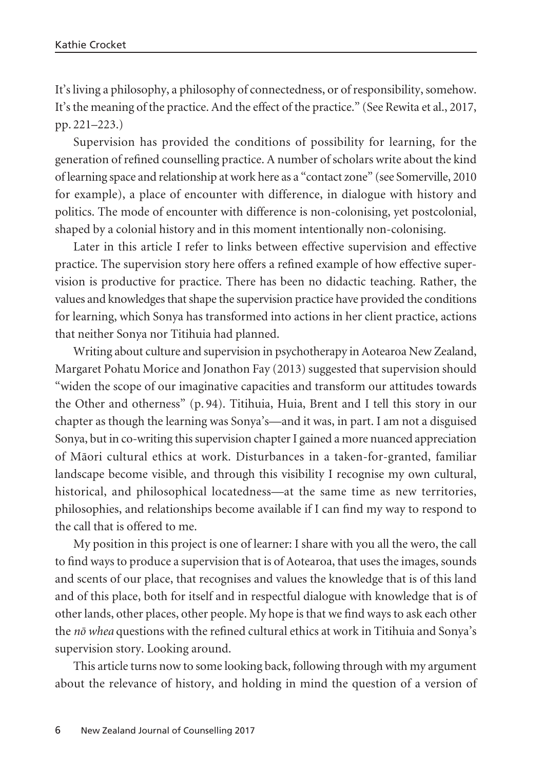It's living a philosophy, a philosophy of connectedness, or of responsibility, somehow. It's the meaning of the practice. And the effect of the practice." (See Rewita et al., 2017, pp. 221–223.)

Supervision has provided the conditions of possibility for learning, for the generation of refined counselling practice. A number of scholars write about the kind of learning space and relationship at work here as a "contact zone" (see Somerville, 2010 for example), a place of encounter with difference, in dialogue with history and politics. The mode of encounter with difference is non-colonising, yet postcolonial, shaped by a colonial history and in this moment intentionally non-colonising.

Later in this article I refer to links between effective supervision and effective practice. The supervision story here offers a refined example of how effective supervision is productive for practice. There has been no didactic teaching. Rather, the values and knowledges that shape the supervision practice have provided the conditions for learning, which Sonya has transformed into actions in her client practice, actions that neither Sonya nor Titihuia had planned.

Writing about culture and supervision in psychotherapy in Aotearoa New Zealand, Margaret Pohatu Morice and Jonathon Fay (2013) suggested that supervision should "widen the scope of our imaginative capacities and transform our attitudes towards the Other and otherness" (p. 94). Titihuia, Huia, Brent and I tell this story in our chapter as though the learning was Sonya's—and it was, in part. I am not a disguised Sonya, but in co-writing this supervision chapter I gained a more nuanced appreciation of Māori cultural ethics at work. Disturbances in a taken-for-granted, familiar landscape become visible, and through this visibility I recognise my own cultural, historical, and philosophical locatedness—at the same time as new territories, philosophies, and relationships become available if I can find my way to respond to the call that is offered to me.

My position in this project is one of learner: I share with you all the wero, the call to find ways to produce a supervision that is of Aotearoa, that uses the images, sounds and scents of our place, that recognises and values the knowledge that is of this land and of this place, both for itself and in respectful dialogue with knowledge that is of other lands, other places, other people. My hope is that we find ways to ask each other the *nō whea* questions with the refined cultural ethics at work in Titihuia and Sonya's supervision story. Looking around.

This article turns now to some looking back, following through with my argument about the relevance of history, and holding in mind the question of a version of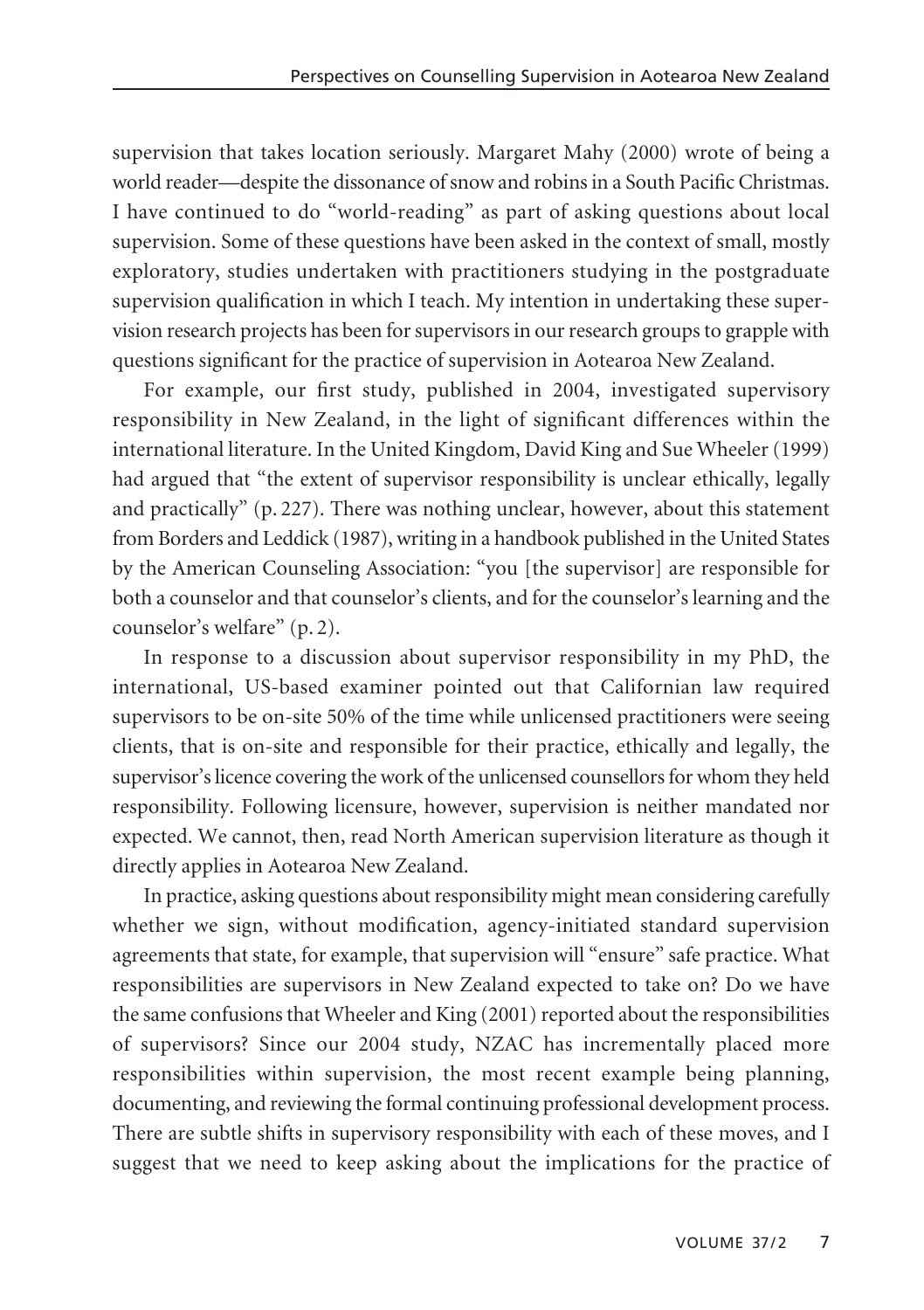supervision that takes location seriously. Margaret Mahy (2000) wrote of being a world reader—despite the dissonance of snow and robins in a South Pacific Christmas. I have continued to do "world-reading" as part of asking questions about local supervision. Some of these questions have been asked in the context of small, mostly exploratory, studies undertaken with practitioners studying in the postgraduate supervision qualification in which I teach. My intention in undertaking these supervision research projects has been for supervisors in our research groups to grapple with questions significant for the practice of supervision in Aotearoa New Zealand.

For example, our first study, published in 2004, investigated supervisory responsibility in New Zealand, in the light of significant differences within the international literature. In the United Kingdom, David King and Sue Wheeler (1999) had argued that "the extent of supervisor responsibility is unclear ethically, legally and practically" (p. 227). There was nothing unclear, however, about this statement from Borders and Leddick (1987), writing in a handbook published in the United States by the American Counseling Association: "you [the supervisor] are responsible for both a counselor and that counselor's clients, and for the counselor's learning and the counselor's welfare" (p. 2).

In response to a discussion about supervisor responsibility in my PhD, the international, US-based examiner pointed out that Californian law required supervisors to be on-site 50% of the time while unlicensed practitioners were seeing clients, that is on-site and responsible for their practice, ethically and legally, the supervisor's licence covering the work of the unlicensed counsellors for whom they held responsibility. Following licensure, however, supervision is neither mandated nor expected. We cannot, then, read North American supervision literature as though it directly applies in Aotearoa New Zealand.

In practice, asking questions about responsibility might mean considering carefully whether we sign, without modification, agency-initiated standard supervision agreements that state, for example, that supervision will "ensure" safe practice. What responsibilities are supervisors in New Zealand expected to take on? Do we have the same confusions that Wheeler and King (2001) reported about the responsibilities of supervisors? Since our 2004 study, NZAC has incrementally placed more responsibilities within supervision, the most recent example being planning, documenting, and reviewing the formal continuing professional development process. There are subtle shifts in supervisory responsibility with each of these moves, and I suggest that we need to keep asking about the implications for the practice of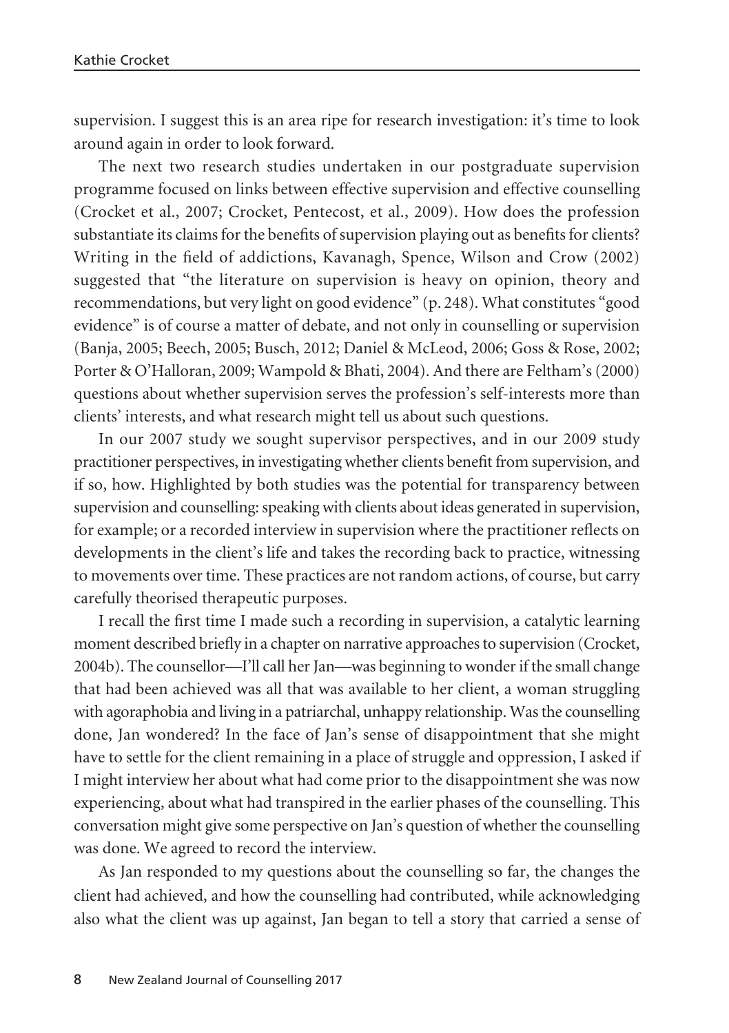supervision. I suggest this is an area ripe for research investigation: it's time to look around again in order to look forward.

The next two research studies undertaken in our postgraduate supervision programme focused on links between effective supervision and effective counselling (Crocket et al., 2007; Crocket, Pentecost, et al., 2009). How does the profession substantiate its claims for the benefits of supervision playing out as benefits for clients? Writing in the field of addictions, Kavanagh, Spence, Wilson and Crow (2002) suggested that "the literature on supervision is heavy on opinion, theory and recommendations, but very light on good evidence" (p. 248). What constitutes "good evidence" is of course a matter of debate, and not only in counselling or supervision (Banja, 2005; Beech, 2005; Busch, 2012; Daniel & McLeod, 2006; Goss & Rose, 2002; Porter & O'Halloran, 2009; Wampold & Bhati, 2004). And there are Feltham's (2000) questions about whether supervision serves the profession's self-interests more than clients' interests, and what research might tell us about such questions.

In our 2007 study we sought supervisor perspectives, and in our 2009 study practitioner perspectives, in investigating whether clients benefit from supervision, and if so, how. Highlighted by both studies was the potential for transparency between supervision and counselling: speaking with clients about ideas generated in supervision, for example; or a recorded interview in supervision where the practitioner reflects on developments in the client's life and takes the recording back to practice, witnessing to movements over time. These practices are not random actions, of course, but carry carefully theorised therapeutic purposes.

I recall the first time I made such a recording in supervision, a catalytic learning moment described briefly in a chapter on narrative approaches to supervision (Crocket, 2004b). The counsellor—I'll call her Jan—was beginning to wonder if the small change that had been achieved was all that was available to her client, a woman struggling with agoraphobia and living in a patriarchal, unhappy relationship. Was the counselling done, Jan wondered? In the face of Jan's sense of disappointment that she might have to settle for the client remaining in a place of struggle and oppression, I asked if I might interview her about what had come prior to the disappointment she was now experiencing, about what had transpired in the earlier phases of the counselling. This conversation might give some perspective on Jan's question of whether the counselling was done. We agreed to record the interview.

As Jan responded to my questions about the counselling so far, the changes the client had achieved, and how the counselling had contributed, while acknowledging also what the client was up against, Jan began to tell a story that carried a sense of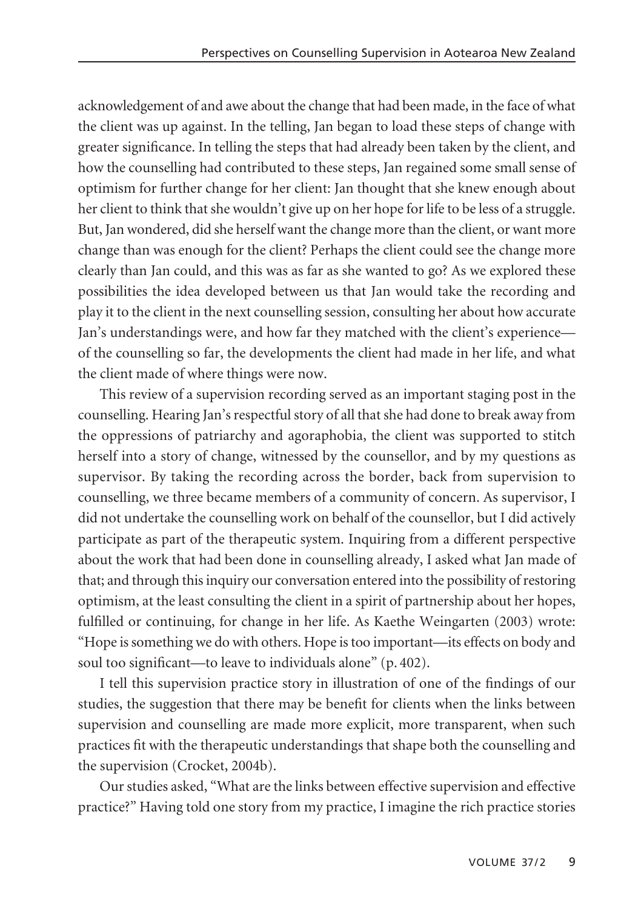acknowledgement of and awe about the change that had been made, in the face of what the client was up against. In the telling, Jan began to load these steps of change with greater significance. In telling the steps that had already been taken by the client, and how the counselling had contributed to these steps, Jan regained some small sense of optimism for further change for her client: Jan thought that she knew enough about her client to think that she wouldn't give up on her hope for life to be less of a struggle. But, Jan wondered, did she herself want the change more than the client, or want more change than was enough for the client? Perhaps the client could see the change more clearly than Jan could, and this was as far as she wanted to go? As we explored these possibilities the idea developed between us that Jan would take the recording and play it to the client in the next counselling session, consulting her about how accurate Jan's understandings were, and how far they matched with the client's experience—of the counselling so far, the developments the client had made in her life, and what the client made of where things were now.

This review of a supervision recording served as an important staging post in the counselling. Hearing Jan's respectful story of all that she had done to break away from the oppressions of patriarchy and agoraphobia, the client was supported to stitch herself into a story of change, witnessed by the counsellor, and by my questions as supervisor. By taking the recording across the border, back from supervision to counselling, we three became members of a community of concern. As supervisor, I did not undertake the counselling work on behalf of the counsellor, but I did actively participate as part of the therapeutic system. Inquiring from a different perspective about the work that had been done in counselling already, I asked what Jan made of that; and through this inquiry our conversation entered into the possibility of restoring optimism, at the least consulting the client in a spirit of partnership about her hopes, fulfilled or continuing, for change in her life. As Kaethe Weingarten (2003) wrote: "Hope is something we do with others. Hope is too important—its effects on body and soul too significant—to leave to individuals alone" (p. 402).

I tell this supervision practice story in illustration of one of the findings of our studies, the suggestion that there may be benefit for clients when the links between supervision and counselling are made more explicit, more transparent, when such practices fit with the therapeutic understandings that shape both the counselling and the supervision (Crocket, 2004b).

Our studies asked, "What are the links between effective supervision and effective practice?" Having told one story from my practice, I imagine the rich practice stories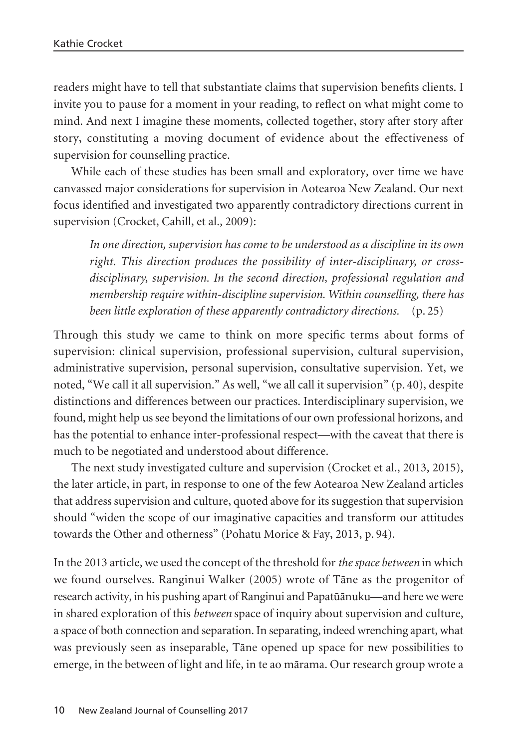readers might have to tell that substantiate claims that supervision benefits clients. I invite you to pause for a moment in your reading, to reflect on what might come to mind. And next I imagine these moments, collected together, story after story after story, constituting a moving document of evidence about the effectiveness of supervision for counselling practice.

While each of these studies has been small and exploratory, over time we have canvassed major considerations for supervision in Aotearoa New Zealand. Our next focus identified and investigated two apparently contradictory directions current in supervision (Crocket, Cahill, et al., 2009):

> *In one direction, supervision has come to be understood as a discipline in its own right. This direction produces the possibility of inter-disciplinary, or cross-disciplinary, supervision. In the second direction, professional regulation and membership require within-discipline supervision. Within counselling, there has been little exploration of these apparently contradictory directions.* (p. 25)

Through this study we came to think on more specific terms about forms of supervision: clinical supervision, professional supervision, cultural supervision, administrative supervision, personal supervision, consultative supervision. Yet, we noted, "We call it all supervision." As well, "we all call it supervision" (p. 40), despite distinctions and differences between our practices. Interdisciplinary supervision, we found, might help us see beyond the limitations of our own professional horizons, and has the potential to enhance inter-professional respect—with the caveat that there is much to be negotiated and understood about difference.

The next study investigated culture and supervision (Crocket et al., 2013, 2015), the later article, in part, in response to one of the few Aotearoa New Zealand articles that address supervision and culture, quoted above for its suggestion that supervision should "widen the scope of our imaginative capacities and transform our attitudes towards the Other and otherness" (Pohatu Morice & Fay, 2013, p. 94).

In the 2013 article, we used the concept of the threshold for *the space between* in which we found ourselves. Ranginui Walker (2005) wrote of Tāne as the progenitor of research activity, in his pushing apart of Ranginui and Papatūānuku—and here we were in shared exploration of this *between* space of inquiry about supervision and culture, a space of both connection and separation. In separating, indeed wrenching apart, what was previously seen as inseparable, Tāne opened up space for new possibilities to emerge, in the between of light and life, in te ao mārama. Our research group wrote a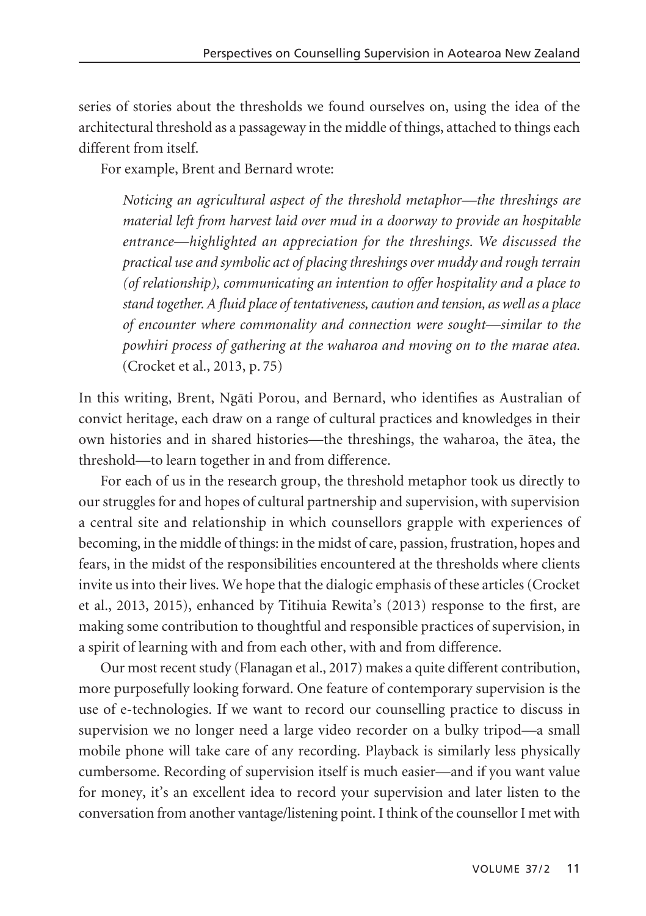series of stories about the thresholds we found ourselves on, using the idea of the architectural threshold as a passageway in the middle of things, attached to things each different from itself.

For example, Brent and Bernard wrote:

> *Noticing an agricultural aspect of the threshold metaphor—the threshings are material left from harvest laid over mud in a doorway to provide an hospitable entrance—highlighted an appreciation for the threshings. We discussed the practical use and symbolic act of placing threshings over muddy and rough terrain (of relationship), communicating an intention to offer hospitality and a place to stand together. A fluid place of tentativeness, caution and tension, as well as a place of encounter where commonality and connection were sought—similar to the powhiri process of gathering at the waharoa and moving on to the marae atea.* (Crocket et al., 2013, p. 75)

In this writing, Brent, Ngāti Porou, and Bernard, who identifies as Australian of convict heritage, each draw on a range of cultural practices and knowledges in their own histories and in shared histories—the threshings, the waharoa, the ātea, the threshold—to learn together in and from difference.

For each of us in the research group, the threshold metaphor took us directly to our struggles for and hopes of cultural partnership and supervision, with supervision a central site and relationship in which counsellors grapple with experiences of becoming, in the middle of things: in the midst of care, passion, frustration, hopes and fears, in the midst of the responsibilities encountered at the thresholds where clients invite us into their lives. We hope that the dialogic emphasis of these articles (Crocket et al., 2013, 2015), enhanced by Titihuia Rewita's (2013) response to the first, are making some contribution to thoughtful and responsible practices of supervision, in a spirit of learning with and from each other, with and from difference.

Our most recent study (Flanagan et al., 2017) makes a quite different contribution, more purposefully looking forward. One feature of contemporary supervision is the use of e-technologies. If we want to record our counselling practice to discuss in supervision we no longer need a large video recorder on a bulky tripod—a small mobile phone will take care of any recording. Playback is similarly less physically cumbersome. Recording of supervision itself is much easier—and if you want value for money, it's an excellent idea to record your supervision and later listen to the conversation from another vantage/listening point. I think of the counsellor I met with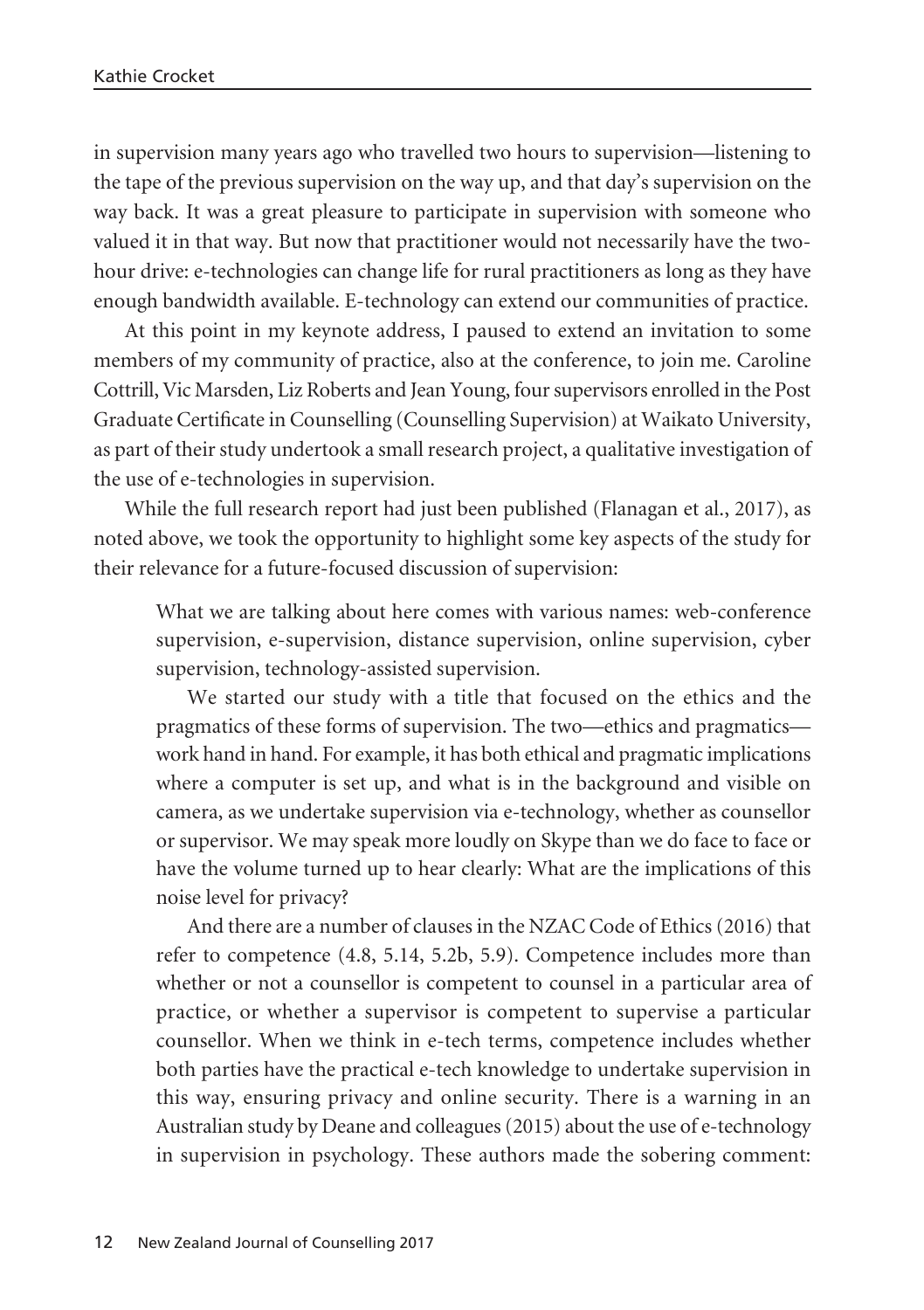in supervision many years ago who travelled two hours to supervision—listening to the tape of the previous supervision on the way up, and that day's supervision on the way back. It was a great pleasure to participate in supervision with someone who valued it in that way. But now that practitioner would not necessarily have the two-hour drive: e-technologies can change life for rural practitioners as long as they have enough bandwidth available. E-technology can extend our communities of practice.

At this point in my keynote address, I paused to extend an invitation to some members of my community of practice, also at the conference, to join me. Caroline Cottrill, Vic Marsden, Liz Roberts and Jean Young, four supervisors enrolled in the Post Graduate Certificate in Counselling (Counselling Supervision) at Waikato University, as part of their study undertook a small research project, a qualitative investigation of the use of e-technologies in supervision.

While the full research report had just been published (Flanagan et al., 2017), as noted above, we took the opportunity to highlight some key aspects of the study for their relevance for a future-focused discussion of supervision:

> What we are talking about here comes with various names: web-conference supervision, e-supervision, distance supervision, online supervision, cyber supervision, technology-assisted supervision.
>
> We started our study with a title that focused on the ethics and the pragmatics of these forms of supervision. The two—ethics and pragmatics—work hand in hand. For example, it has both ethical and pragmatic implications where a computer is set up, and what is in the background and visible on camera, as we undertake supervision via e-technology, whether as counsellor or supervisor. We may speak more loudly on Skype than we do face to face or have the volume turned up to hear clearly: What are the implications of this noise level for privacy?
>
> And there are a number of clauses in the NZAC Code of Ethics (2016) that refer to competence (4.8, 5.14, 5.2b, 5.9). Competence includes more than whether or not a counsellor is competent to counsel in a particular area of practice, or whether a supervisor is competent to supervise a particular counsellor. When we think in e-tech terms, competence includes whether both parties have the practical e-tech knowledge to undertake supervision in this way, ensuring privacy and online security. There is a warning in an Australian study by Deane and colleagues (2015) about the use of e-technology in supervision in psychology. These authors made the sobering comment: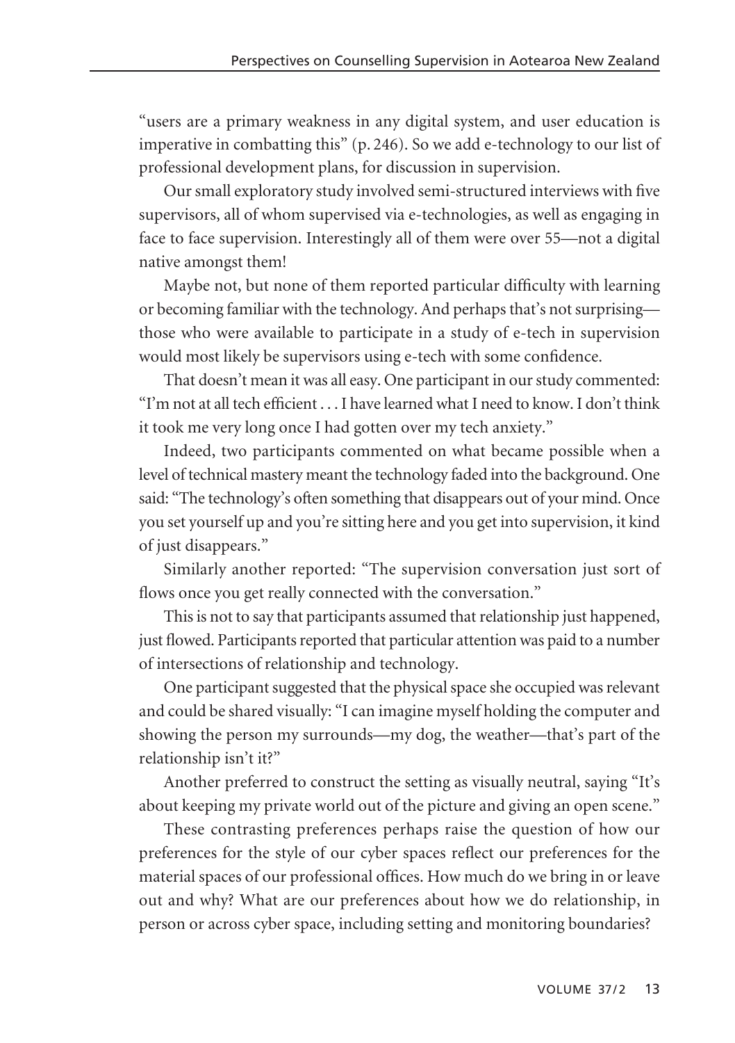"users are a primary weakness in any digital system, and user education is imperative in combatting this" (p. 246). So we add e-technology to our list of professional development plans, for discussion in supervision.

Our small exploratory study involved semi-structured interviews with five supervisors, all of whom supervised via e-technologies, as well as engaging in face to face supervision. Interestingly all of them were over 55—not a digital native amongst them!

Maybe not, but none of them reported particular difficulty with learning or becoming familiar with the technology. And perhaps that's not surprising—those who were available to participate in a study of e-tech in supervision would most likely be supervisors using e-tech with some confidence.

That doesn't mean it was all easy. One participant in our study commented: "I'm not at all tech efficient . . . I have learned what I need to know. I don't think it took me very long once I had gotten over my tech anxiety."

Indeed, two participants commented on what became possible when a level of technical mastery meant the technology faded into the background. One said: "The technology's often something that disappears out of your mind. Once you set yourself up and you're sitting here and you get into supervision, it kind of just disappears."

Similarly another reported: "The supervision conversation just sort of flows once you get really connected with the conversation."

This is not to say that participants assumed that relationship just happened, just flowed. Participants reported that particular attention was paid to a number of intersections of relationship and technology.

One participant suggested that the physical space she occupied was relevant and could be shared visually: "I can imagine myself holding the computer and showing the person my surrounds—my dog, the weather—that's part of the relationship isn't it?"

Another preferred to construct the setting as visually neutral, saying "It's about keeping my private world out of the picture and giving an open scene."

These contrasting preferences perhaps raise the question of how our preferences for the style of our cyber spaces reflect our preferences for the material spaces of our professional offices. How much do we bring in or leave out and why? What are our preferences about how we do relationship, in person or across cyber space, including setting and monitoring boundaries?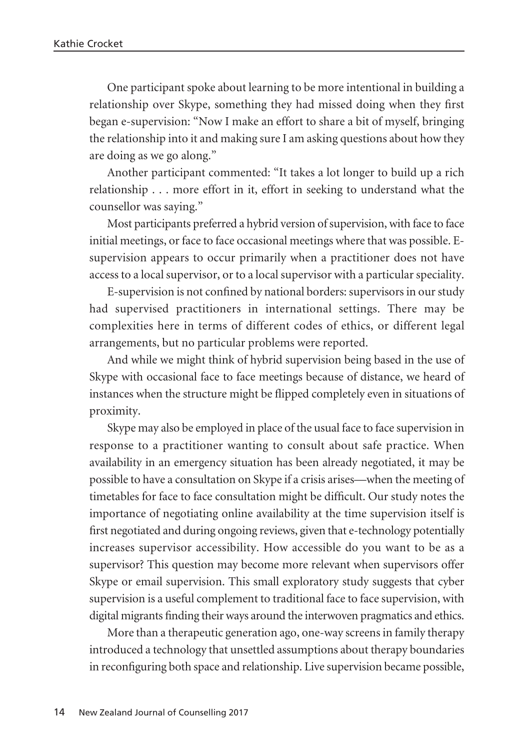One participant spoke about learning to be more intentional in building a relationship over Skype, something they had missed doing when they first began e-supervision: "Now I make an effort to share a bit of myself, bringing the relationship into it and making sure I am asking questions about how they are doing as we go along."

Another participant commented: "It takes a lot longer to build up a rich relationship . . . more effort in it, effort in seeking to understand what the counsellor was saying."

Most participants preferred a hybrid version of supervision, with face to face initial meetings, or face to face occasional meetings where that was possible. E-supervision appears to occur primarily when a practitioner does not have access to a local supervisor, or to a local supervisor with a particular speciality.

E-supervision is not confined by national borders: supervisors in our study had supervised practitioners in international settings. There may be complexities here in terms of different codes of ethics, or different legal arrangements, but no particular problems were reported.

And while we might think of hybrid supervision being based in the use of Skype with occasional face to face meetings because of distance, we heard of instances when the structure might be flipped completely even in situations of proximity.

Skype may also be employed in place of the usual face to face supervision in response to a practitioner wanting to consult about safe practice. When availability in an emergency situation has been already negotiated, it may be possible to have a consultation on Skype if a crisis arises—when the meeting of timetables for face to face consultation might be difficult. Our study notes the importance of negotiating online availability at the time supervision itself is first negotiated and during ongoing reviews, given that e-technology potentially increases supervisor accessibility. How accessible do you want to be as a supervisor? This question may become more relevant when supervisors offer Skype or email supervision. This small exploratory study suggests that cyber supervision is a useful complement to traditional face to face supervision, with digital migrants finding their ways around the interwoven pragmatics and ethics.

More than a therapeutic generation ago, one-way screens in family therapy introduced a technology that unsettled assumptions about therapy boundaries in reconfiguring both space and relationship. Live supervision became possible,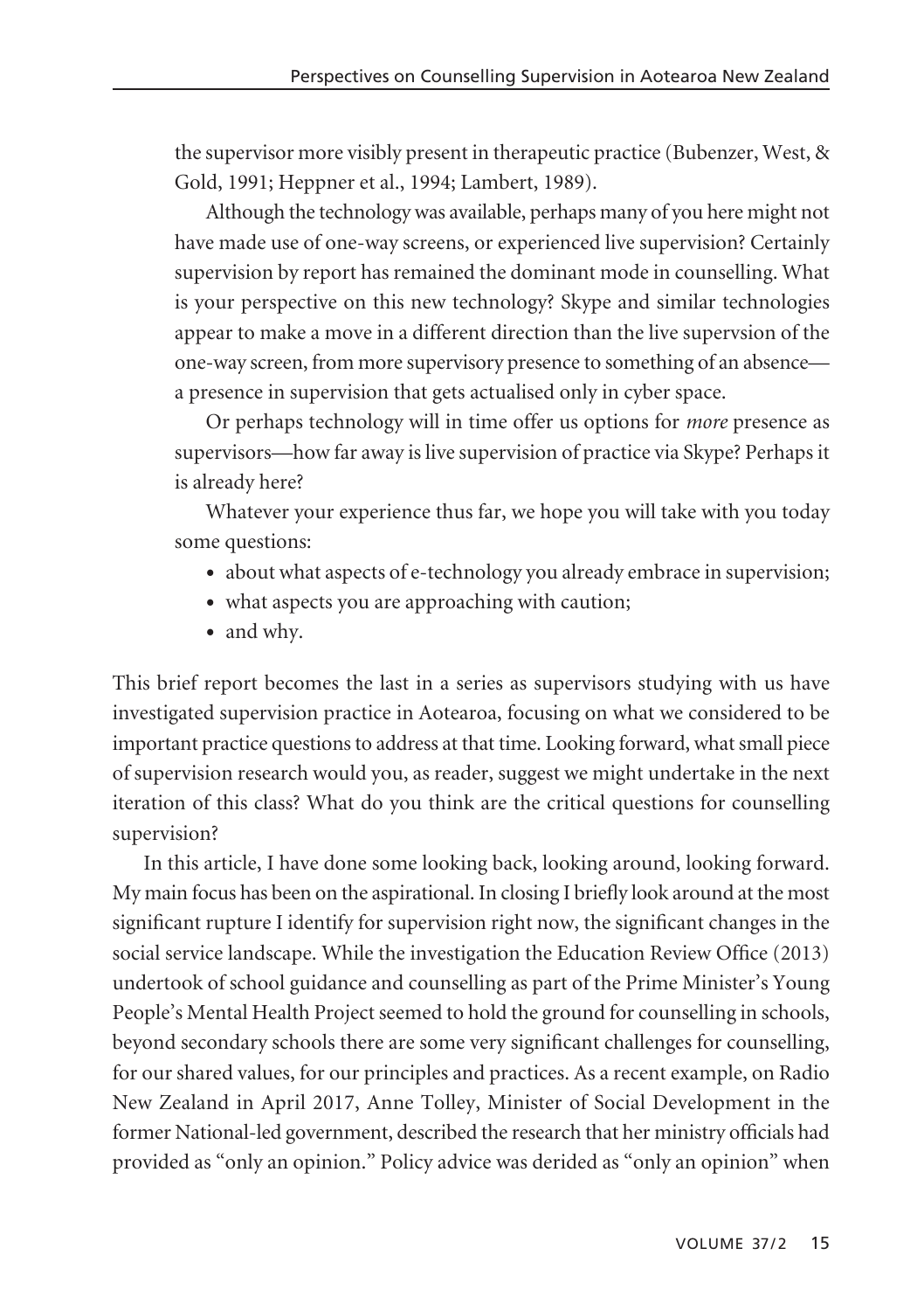the supervisor more visibly present in therapeutic practice (Bubenzer, West, & Gold, 1991; Heppner et al., 1994; Lambert, 1989).

Although the technology was available, perhaps many of you here might not have made use of one-way screens, or experienced live supervision? Certainly supervision by report has remained the dominant mode in counselling. What is your perspective on this new technology? Skype and similar technologies appear to make a move in a different direction than the live supervsion of the one-way screen, from more supervisory presence to something of an absence—a presence in supervision that gets actualised only in cyber space.

Or perhaps technology will in time offer us options for *more* presence as supervisors—how far away is live supervision of practice via Skype? Perhaps it is already here?

Whatever your experience thus far, we hope you will take with you today some questions:

- about what aspects of e-technology you already embrace in supervision;
- what aspects you are approaching with caution;
- and why.

This brief report becomes the last in a series as supervisors studying with us have investigated supervision practice in Aotearoa, focusing on what we considered to be important practice questions to address at that time. Looking forward, what small piece of supervision research would you, as reader, suggest we might undertake in the next iteration of this class? What do you think are the critical questions for counselling supervision?

In this article, I have done some looking back, looking around, looking forward. My main focus has been on the aspirational. In closing I briefly look around at the most significant rupture I identify for supervision right now, the significant changes in the social service landscape. While the investigation the Education Review Office (2013) undertook of school guidance and counselling as part of the Prime Minister's Young People's Mental Health Project seemed to hold the ground for counselling in schools, beyond secondary schools there are some very significant challenges for counselling, for our shared values, for our principles and practices. As a recent example, on Radio New Zealand in April 2017, Anne Tolley, Minister of Social Development in the former National-led government, described the research that her ministry officials had provided as "only an opinion." Policy advice was derided as "only an opinion" when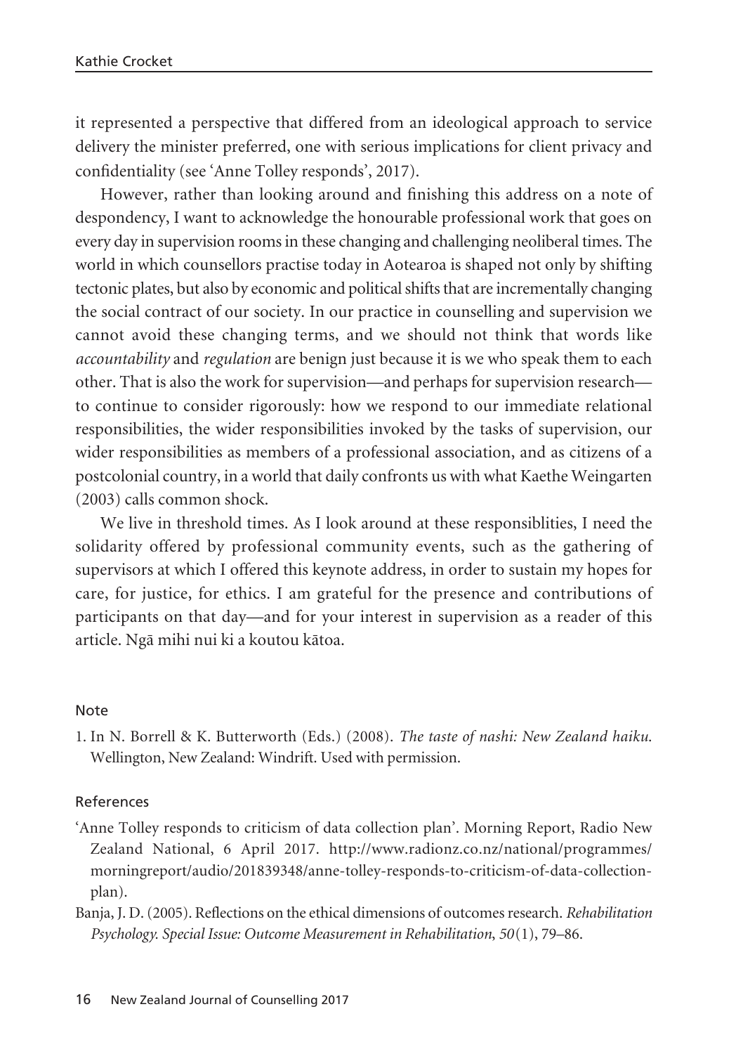it represented a perspective that differed from an ideological approach to service delivery the minister preferred, one with serious implications for client privacy and confidentiality (see 'Anne Tolley responds', 2017).

However, rather than looking around and finishing this address on a note of despondency, I want to acknowledge the honourable professional work that goes on every day in supervision rooms in these changing and challenging neoliberal times. The world in which counsellors practise today in Aotearoa is shaped not only by shifting tectonic plates, but also by economic and political shifts that are incrementally changing the social contract of our society. In our practice in counselling and supervision we cannot avoid these changing terms, and we should not think that words like *accountability* and *regulation* are benign just because it is we who speak them to each other. That is also the work for supervision—and perhaps for supervision research—to continue to consider rigorously: how we respond to our immediate relational responsibilities, the wider responsibilities invoked by the tasks of supervision, our wider responsibilities as members of a professional association, and as citizens of a postcolonial country, in a world that daily confronts us with what Kaethe Weingarten (2003) calls common shock.

We live in threshold times. As I look around at these responsiblities, I need the solidarity offered by professional community events, such as the gathering of supervisors at which I offered this keynote address, in order to sustain my hopes for care, for justice, for ethics. I am grateful for the presence and contributions of participants on that day—and for your interest in supervision as a reader of this article. Ngā mihi nui ki a koutou kātoa.

## Note

1. In N. Borrell & K. Butterworth (Eds.) (2008). *The taste of nashi: New Zealand haiku.* Wellington, New Zealand: Windrift. Used with permission.

## References

'Anne Tolley responds to criticism of data collection plan'. Morning Report, Radio New Zealand National, 6 April 2017. http://www.radionz.co.nz/national/programmes/morningreport/audio/201839348/anne-tolley-responds-to-criticism-of-data-collection-plan).

Banja, J. D. (2005). Reflections on the ethical dimensions of outcomes research. *Rehabilitation Psychology. Special Issue: Outcome Measurement in Rehabilitation*, *50*(1), 79–86.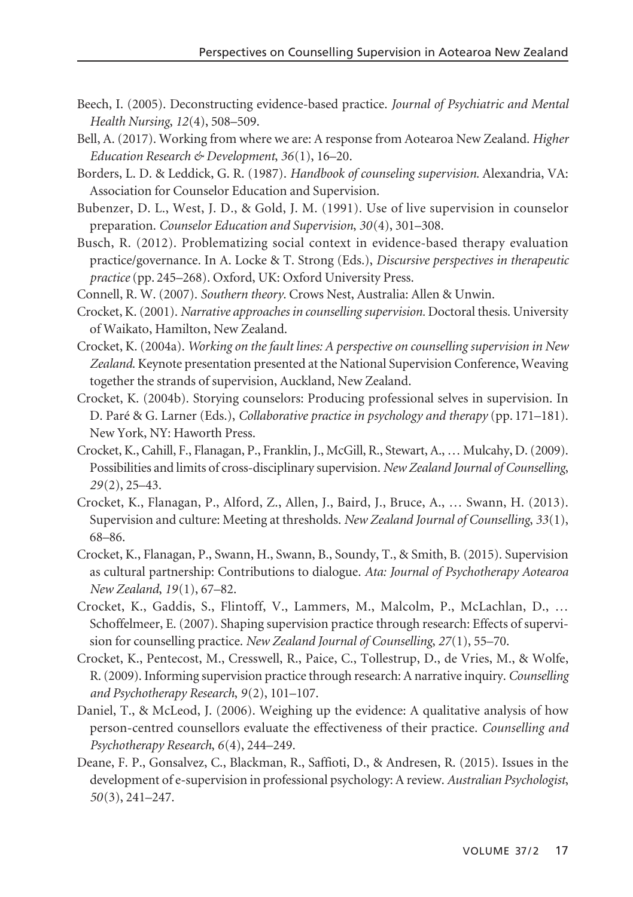Beech, I. (2005). Deconstructing evidence-based practice. *Journal of Psychiatric and Mental Health Nursing*, *12*(4), 508–509.

Bell, A. (2017). Working from where we are: A response from Aotearoa New Zealand. *Higher Education Research & Development*, *36*(1), 16–20.

Borders, L. D. & Leddick, G. R. (1987). *Handbook of counseling supervision.* Alexandria, VA: Association for Counselor Education and Supervision.

Bubenzer, D. L., West, J. D., & Gold, J. M. (1991). Use of live supervision in counselor preparation. *Counselor Education and Supervision*, *30*(4), 301–308.

Busch, R. (2012). Problematizing social context in evidence-based therapy evaluation practice/governance. In A. Locke & T. Strong (Eds.), *Discursive perspectives in therapeutic practice* (pp. 245–268). Oxford, UK: Oxford University Press.

Connell, R. W. (2007). *Southern theory*. Crows Nest, Australia: Allen & Unwin.

Crocket, K. (2001). *Narrative approaches in counselling supervision.* Doctoral thesis. University of Waikato, Hamilton, New Zealand.

Crocket, K. (2004a). *Working on the fault lines: A perspective on counselling supervision in New Zealand.* Keynote presentation presented at the National Supervision Conference, Weaving together the strands of supervision, Auckland, New Zealand.

Crocket, K. (2004b). Storying counselors: Producing professional selves in supervision. In D. Paré & G. Larner (Eds.), *Collaborative practice in psychology and therapy* (pp. 171–181). New York, NY: Haworth Press.

Crocket, K., Cahill, F., Flanagan, P., Franklin, J., McGill, R., Stewart, A., … Mulcahy, D. (2009). Possibilities and limits of cross-disciplinary supervision. *New Zealand Journal of Counselling*, *29*(2), 25–43.

Crocket, K., Flanagan, P., Alford, Z., Allen, J., Baird, J., Bruce, A., … Swann, H. (2013). Supervision and culture: Meeting at thresholds. *New Zealand Journal of Counselling*, *33*(1), 68–86.

Crocket, K., Flanagan, P., Swann, H., Swann, B., Soundy, T., & Smith, B. (2015). Supervision as cultural partnership: Contributions to dialogue. *Ata: Journal of Psychotherapy Aotearoa New Zealand*, *19*(1), 67–82.

Crocket, K., Gaddis, S., Flintoff, V., Lammers, M., Malcolm, P., McLachlan, D., … Schoffelmeer, E. (2007). Shaping supervision practice through research: Effects of supervision for counselling practice. *New Zealand Journal of Counselling*, *27*(1), 55–70.

Crocket, K., Pentecost, M., Cresswell, R., Paice, C., Tollestrup, D., de Vries, M., & Wolfe, R. (2009). Informing supervision practice through research: A narrative inquiry. *Counselling and Psychotherapy Research*, *9*(2), 101–107.

Daniel, T., & McLeod, J. (2006). Weighing up the evidence: A qualitative analysis of how person-centred counsellors evaluate the effectiveness of their practice. *Counselling and Psychotherapy Research*, *6*(4), 244–249.

Deane, F. P., Gonsalvez, C., Blackman, R., Saffioti, D., & Andresen, R. (2015). Issues in the development of e-supervision in professional psychology: A review. *Australian Psychologist*, *50*(3), 241–247.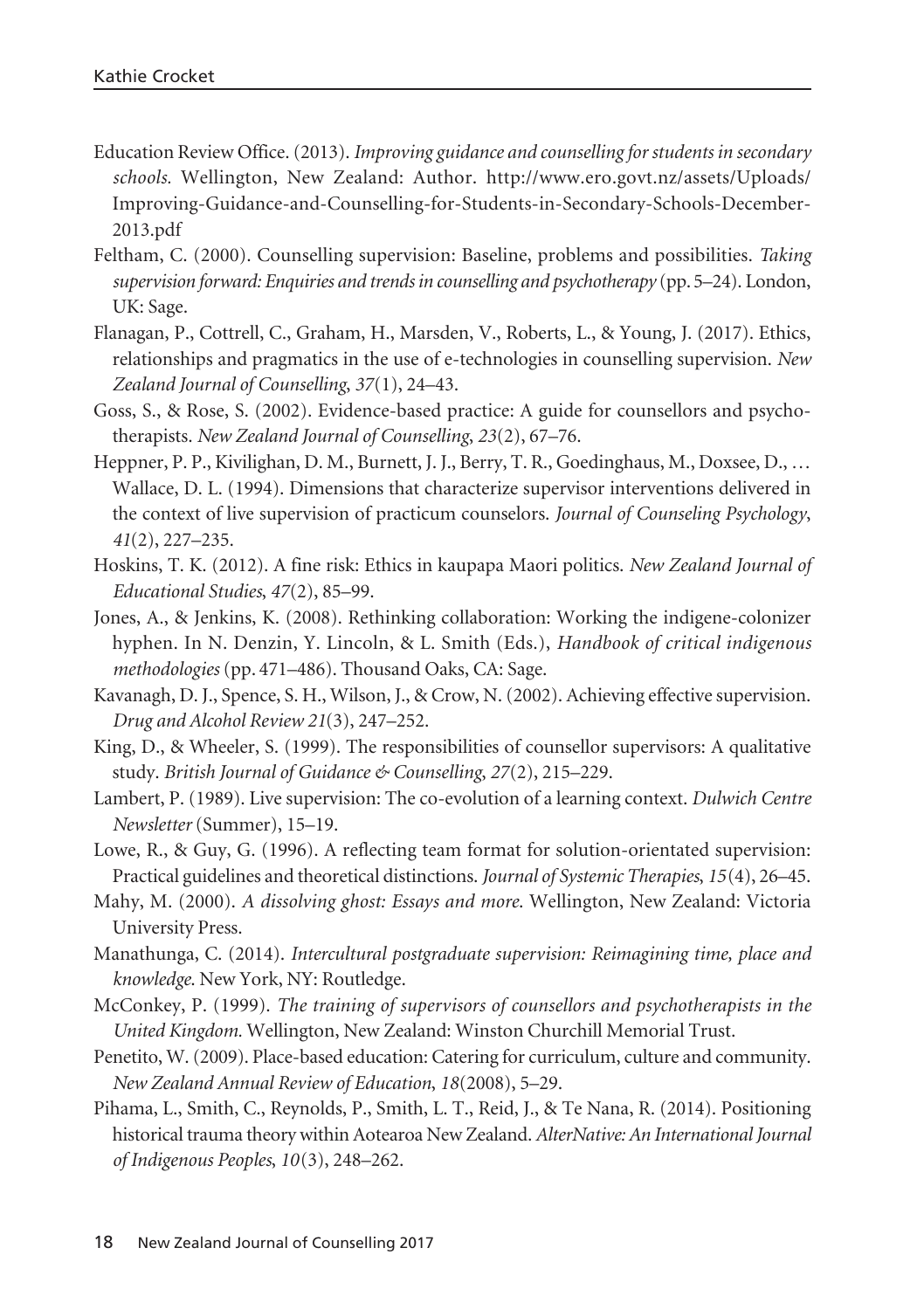Education Review Office. (2013). *Improving guidance and counselling for students in secondary schools*. Wellington, New Zealand: Author. http://www.ero.govt.nz/assets/Uploads/Improving-Guidance-and-Counselling-for-Students-in-Secondary-Schools-December-2013.pdf

Feltham, C. (2000). Counselling supervision: Baseline, problems and possibilities. *Taking supervision forward: Enquiries and trends in counselling and psychotherapy* (pp. 5–24). London, UK: Sage.

Flanagan, P., Cottrell, C., Graham, H., Marsden, V., Roberts, L., & Young, J. (2017). Ethics, relationships and pragmatics in the use of e-technologies in counselling supervision. *New Zealand Journal of Counselling*, *37*(1), 24–43.

Goss, S., & Rose, S. (2002). Evidence-based practice: A guide for counsellors and psychotherapists. *New Zealand Journal of Counselling*, *23*(2), 67–76.

Heppner, P. P., Kivilighan, D. M., Burnett, J. J., Berry, T. R., Goedinghaus, M., Doxsee, D., … Wallace, D. L. (1994). Dimensions that characterize supervisor interventions delivered in the context of live supervision of practicum counselors. *Journal of Counseling Psychology*, *41*(2), 227–235.

Hoskins, T. K. (2012). A fine risk: Ethics in kaupapa Maori politics. *New Zealand Journal of Educational Studies*, *47*(2), 85–99.

Jones, A., & Jenkins, K. (2008). Rethinking collaboration: Working the indigene-colonizer hyphen. In N. Denzin, Y. Lincoln, & L. Smith (Eds.), *Handbook of critical indigenous methodologies* (pp. 471–486). Thousand Oaks, CA: Sage.

Kavanagh, D. J., Spence, S. H., Wilson, J., & Crow, N. (2002). Achieving effective supervision. *Drug and Alcohol Review 21*(3), 247–252.

King, D., & Wheeler, S. (1999). The responsibilities of counsellor supervisors: A qualitative study. *British Journal of Guidance & Counselling*, *27*(2), 215–229.

Lambert, P. (1989). Live supervision: The co-evolution of a learning context. *Dulwich Centre Newsletter* (Summer), 15–19.

Lowe, R., & Guy, G. (1996). A reflecting team format for solution-orientated supervision: Practical guidelines and theoretical distinctions. *Journal of Systemic Therapies*, *15*(4), 26–45.

Mahy, M. (2000). *A dissolving ghost: Essays and more*. Wellington, New Zealand: Victoria University Press.

Manathunga, C. (2014). *Intercultural postgraduate supervision: Reimagining time, place and knowledge*. New York, NY: Routledge.

McConkey, P. (1999). *The training of supervisors of counsellors and psychotherapists in the United Kingdom*. Wellington, New Zealand: Winston Churchill Memorial Trust.

Penetito, W. (2009). Place-based education: Catering for curriculum, culture and community. *New Zealand Annual Review of Education*, *18*(2008), 5–29.

Pihama, L., Smith, C., Reynolds, P., Smith, L. T., Reid, J., & Te Nana, R. (2014). Positioning historical trauma theory within Aotearoa New Zealand. *AlterNative: An International Journal of Indigenous Peoples*, *10*(3), 248–262.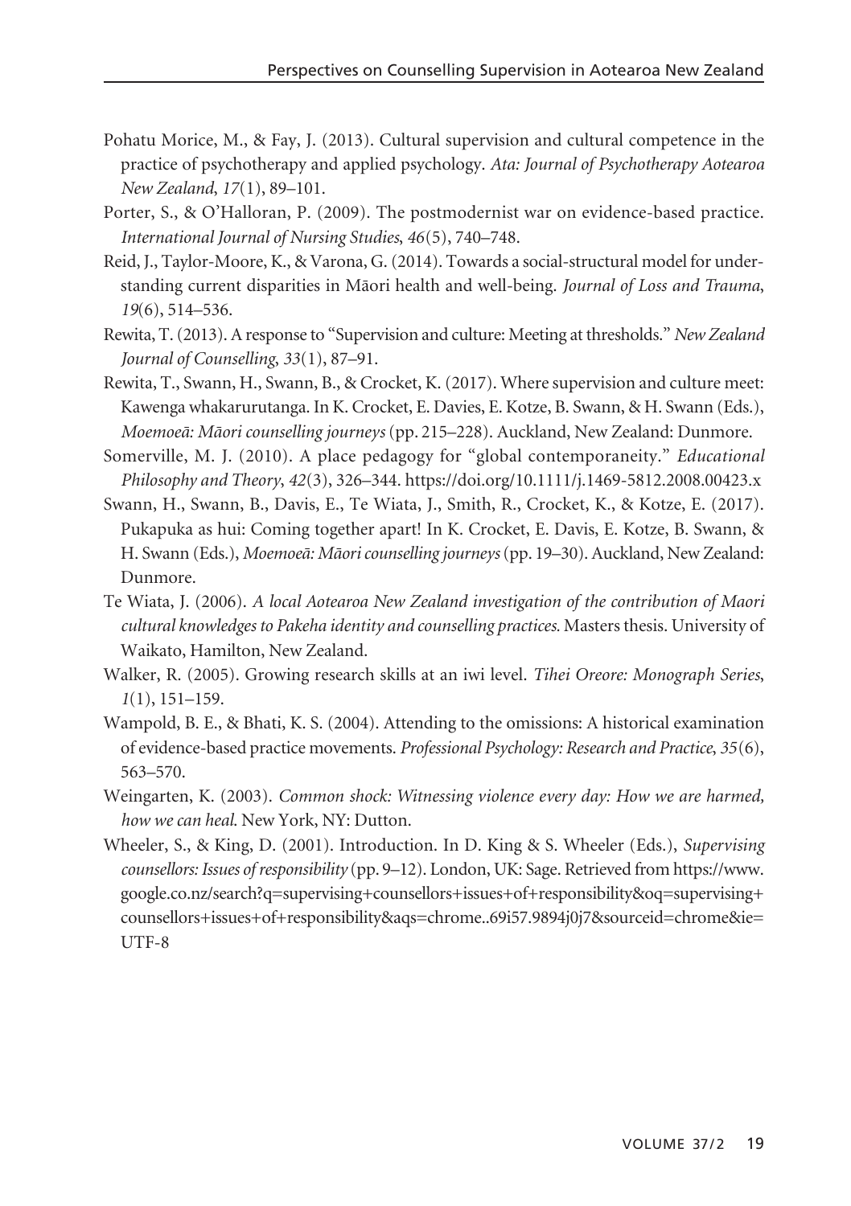Pohatu Morice, M., & Fay, J. (2013). Cultural supervision and cultural competence in the practice of psychotherapy and applied psychology. *Ata: Journal of Psychotherapy Aotearoa New Zealand*, *17*(1), 89–101.

Porter, S., & O'Halloran, P. (2009). The postmodernist war on evidence-based practice. *International Journal of Nursing Studies*, *46*(5), 740–748.

Reid, J., Taylor-Moore, K., & Varona, G. (2014). Towards a social-structural model for understanding current disparities in Māori health and well-being. *Journal of Loss and Trauma*, *19*(6), 514–536.

Rewita, T. (2013). A response to "Supervision and culture: Meeting at thresholds." *New Zealand Journal of Counselling*, *33*(1), 87–91.

Rewita, T., Swann, H., Swann, B., & Crocket, K. (2017). Where supervision and culture meet: Kawenga whakarurutanga. In K. Crocket, E. Davies, E. Kotze, B. Swann, & H. Swann (Eds.), *Moemoeā: Māori counselling journeys* (pp. 215–228). Auckland, New Zealand: Dunmore.

Somerville, M. J. (2010). A place pedagogy for "global contemporaneity." *Educational Philosophy and Theory*, *42*(3), 326–344. https://doi.org/10.1111/j.1469-5812.2008.00423.x

Swann, H., Swann, B., Davis, E., Te Wiata, J., Smith, R., Crocket, K., & Kotze, E. (2017). Pukapuka as hui: Coming together apart! In K. Crocket, E. Davis, E. Kotze, B. Swann, & H. Swann (Eds.), *Moemoeā: Māori counselling journeys* (pp. 19–30). Auckland, New Zealand: Dunmore.

Te Wiata, J. (2006). *A local Aotearoa New Zealand investigation of the contribution of Maori cultural knowledges to Pakeha identity and counselling practices.* Masters thesis. University of Waikato, Hamilton, New Zealand.

Walker, R. (2005). Growing research skills at an iwi level. *Tihei Oreore: Monograph Series*, *1*(1), 151–159.

Wampold, B. E., & Bhati, K. S. (2004). Attending to the omissions: A historical examination of evidence-based practice movements. *Professional Psychology: Research and Practice*, *35*(6), 563–570.

Weingarten, K. (2003). *Common shock: Witnessing violence every day: How we are harmed, how we can heal*. New York, NY: Dutton.

Wheeler, S., & King, D. (2001). Introduction. In D. King & S. Wheeler (Eds.), *Supervising counsellors: Issues of responsibility* (pp. 9–12). London, UK: Sage. Retrieved from https://www.google.co.nz/search?q=supervising+counsellors+issues+of+responsibility&oq=supervising+counsellors+issues+of+responsibility&aqs=chrome..69i57.9894j0j7&sourceid=chrome&ie=UTF-8